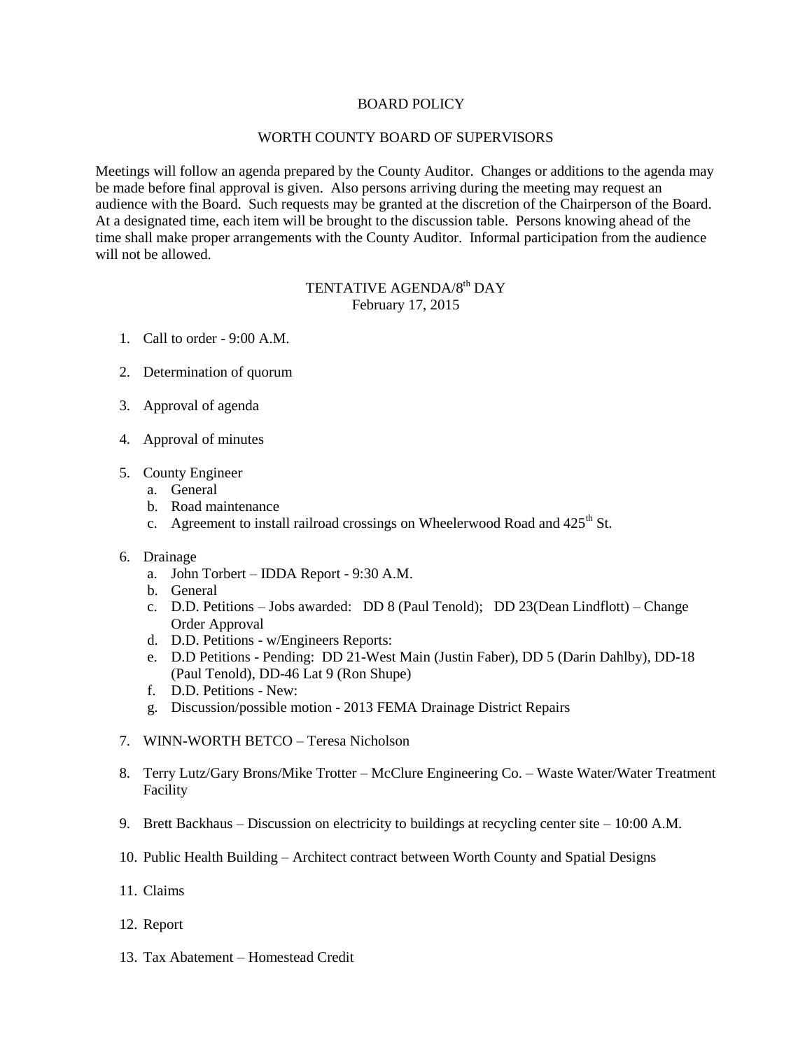# BOARD POLICY

## WORTH COUNTY BOARD OF SUPERVISORS

Meetings will follow an agenda prepared by the County Auditor. Changes or additions to the agenda may be made before final approval is given. Also persons arriving during the meeting may request an audience with the Board. Such requests may be granted at the discretion of the Chairperson of the Board. At a designated time, each item will be brought to the discussion table. Persons knowing ahead of the time shall make proper arrangements with the County Auditor. Informal participation from the audience will not be allowed.

## TENTATIVE AGENDA/8th DAY

February 17, 2015

1. Call to order - 9:00 A.M.

2. Determination of quorum

3. Approval of agenda

4. Approval of minutes

5. County Engineer
   a. General
   b. Road maintenance
   c. Agreement to install railroad crossings on Wheelerwood Road and 425th St.

6. Drainage
   a. John Torbert – IDDA Report - 9:30 A.M.
   b. General
   c. D.D. Petitions – Jobs awarded: DD 8 (Paul Tenold); DD 23(Dean Lindflott) – Change Order Approval
   d. D.D. Petitions - w/Engineers Reports:
   e. D.D Petitions - Pending: DD 21-West Main (Justin Faber), DD 5 (Darin Dahlby), DD-18 (Paul Tenold), DD-46 Lat 9 (Ron Shupe)
   f. D.D. Petitions - New:
   g. Discussion/possible motion - 2013 FEMA Drainage District Repairs

7. WINN-WORTH BETCO – Teresa Nicholson

8. Terry Lutz/Gary Brons/Mike Trotter – McClure Engineering Co. – Waste Water/Water Treatment Facility

9. Brett Backhaus – Discussion on electricity to buildings at recycling center site – 10:00 A.M.

10. Public Health Building – Architect contract between Worth County and Spatial Designs

11. Claims

12. Report

13. Tax Abatement – Homestead Credit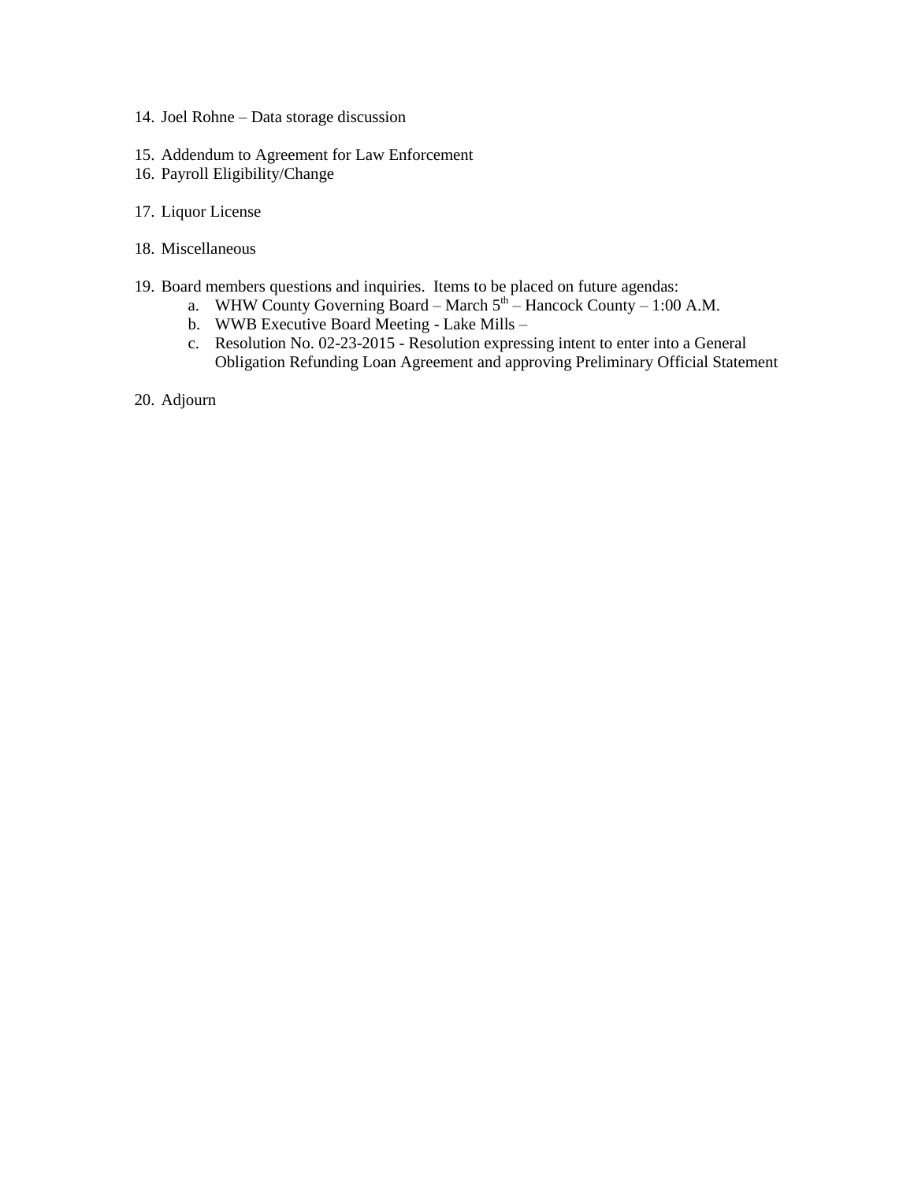14. Joel Rohne – Data storage discussion

15. Addendum to Agreement for Law Enforcement
16. Payroll Eligibility/Change

17. Liquor License

18. Miscellaneous

19. Board members questions and inquiries. Items to be placed on future agendas:
    a. WHW County Governing Board – March 5th – Hancock County – 1:00 A.M.
    b. WWB Executive Board Meeting - Lake Mills –
    c. Resolution No. 02-23-2015 - Resolution expressing intent to enter into a General Obligation Refunding Loan Agreement and approving Preliminary Official Statement

20. Adjourn